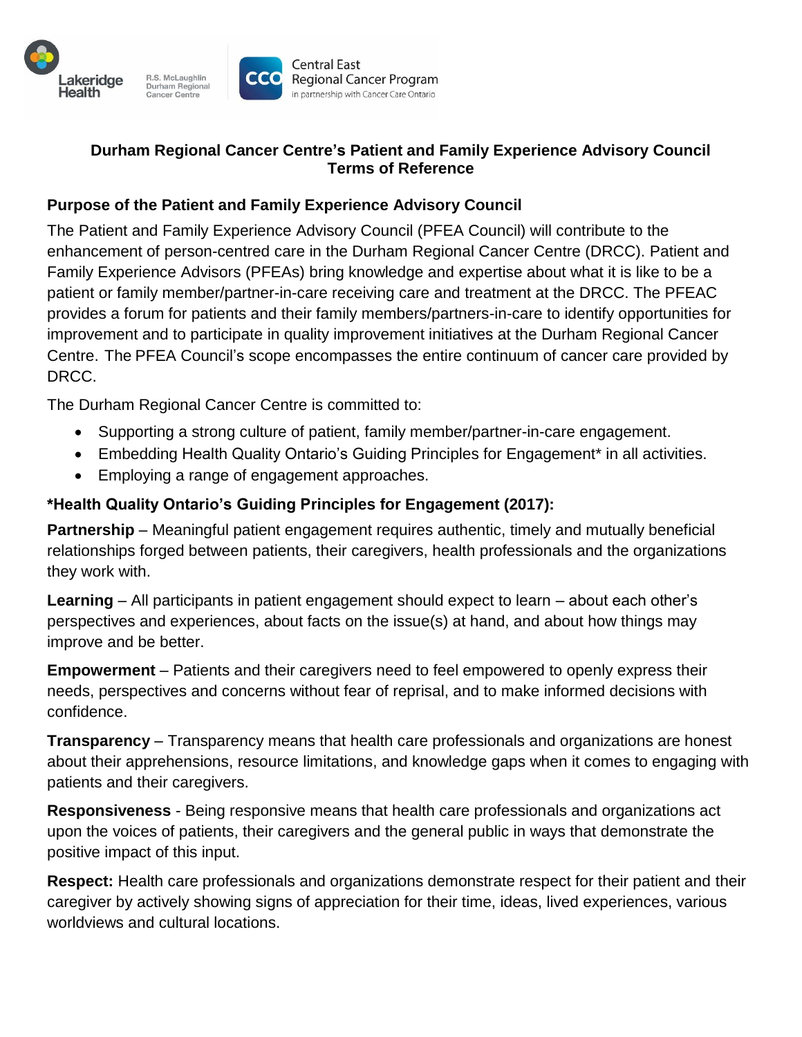# Durham Regional Cancer Centre's Patient and Family Experience Advisory Council Terms of Reference

## Purpose of the Patient and Family Experience Advisory Council

The Patient and Family Experience Advisory Council (PFEA Council) will contribute to the enhancement of person-centred care in the Durham Regional Cancer Centre (DRCC). Patient and Family Experience Advisors (PFEAs) bring knowledge and expertise about what it is like to be a patient or family member/partner-in-care receiving care and treatment at the DRCC. The PFEAC provides a forum for patients and their family members/partners-in-care to identify opportunities for improvement and to participate in quality improvement initiatives at the Durham Regional Cancer Centre. The PFEA Council's scope encompasses the entire continuum of cancer care provided by DRCC.

The Durham Regional Cancer Centre is committed to:

- Supporting a strong culture of patient, family member/partner-in-care engagement.
- Embedding Health Quality Ontario's Guiding Principles for Engagement* in all activities.
- Employing a range of engagement approaches.

### *Health Quality Ontario's Guiding Principles for Engagement (2017):

**Partnership** – Meaningful patient engagement requires authentic, timely and mutually beneficial relationships forged between patients, their caregivers, health professionals and the organizations they work with.

**Learning** – All participants in patient engagement should expect to learn – about each other's perspectives and experiences, about facts on the issue(s) at hand, and about how things may improve and be better.

**Empowerment** – Patients and their caregivers need to feel empowered to openly express their needs, perspectives and concerns without fear of reprisal, and to make informed decisions with confidence.

**Transparency** – Transparency means that health care professionals and organizations are honest about their apprehensions, resource limitations, and knowledge gaps when it comes to engaging with patients and their caregivers.

**Responsiveness** - Being responsive means that health care professionals and organizations act upon the voices of patients, their caregivers and the general public in ways that demonstrate the positive impact of this input.

**Respect:** Health care professionals and organizations demonstrate respect for their patient and their caregiver by actively showing signs of appreciation for their time, ideas, lived experiences, various worldviews and cultural locations.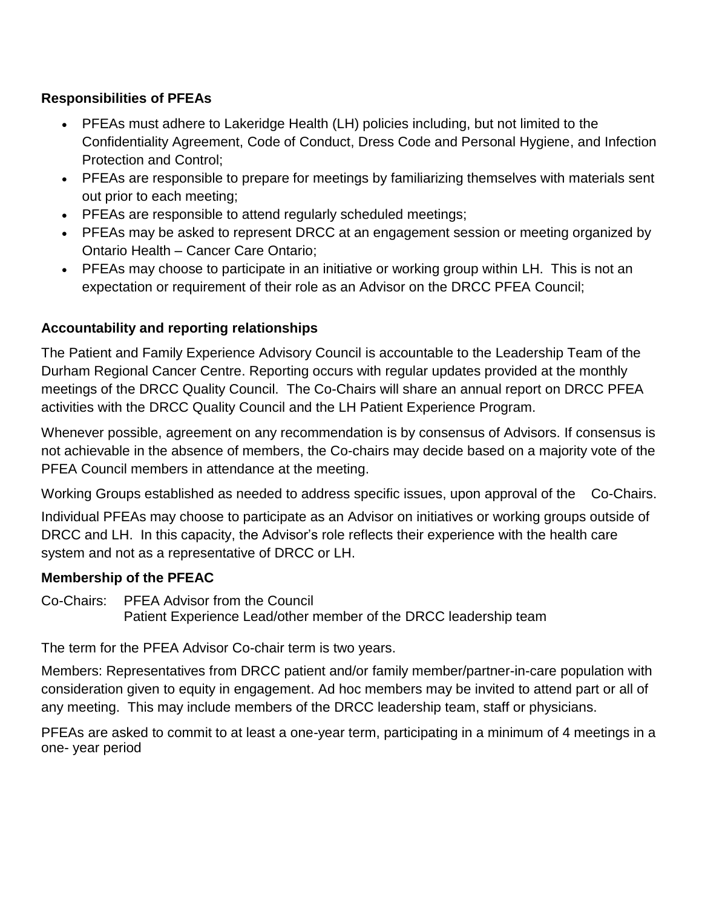**Responsibilities of PFEAs**

- PFEAs must adhere to Lakeridge Health (LH) policies including, but not limited to the Confidentiality Agreement, Code of Conduct, Dress Code and Personal Hygiene, and Infection Protection and Control;
- PFEAs are responsible to prepare for meetings by familiarizing themselves with materials sent out prior to each meeting;
- PFEAs are responsible to attend regularly scheduled meetings;
- PFEAs may be asked to represent DRCC at an engagement session or meeting organized by Ontario Health – Cancer Care Ontario;
- PFEAs may choose to participate in an initiative or working group within LH. This is not an expectation or requirement of their role as an Advisor on the DRCC PFEA Council;

**Accountability and reporting relationships**

The Patient and Family Experience Advisory Council is accountable to the Leadership Team of the Durham Regional Cancer Centre. Reporting occurs with regular updates provided at the monthly meetings of the DRCC Quality Council. The Co-Chairs will share an annual report on DRCC PFEA activities with the DRCC Quality Council and the LH Patient Experience Program.

Whenever possible, agreement on any recommendation is by consensus of Advisors. If consensus is not achievable in the absence of members, the Co-chairs may decide based on a majority vote of the PFEA Council members in attendance at the meeting.

Working Groups established as needed to address specific issues, upon approval of the Co-Chairs.

Individual PFEAs may choose to participate as an Advisor on initiatives or working groups outside of DRCC and LH. In this capacity, the Advisor's role reflects their experience with the health care system and not as a representative of DRCC or LH.

**Membership of the PFEAC**

Co-Chairs: PFEA Advisor from the Council
Patient Experience Lead/other member of the DRCC leadership team

The term for the PFEA Advisor Co-chair term is two years.

Members: Representatives from DRCC patient and/or family member/partner-in-care population with consideration given to equity in engagement. Ad hoc members may be invited to attend part or all of any meeting. This may include members of the DRCC leadership team, staff or physicians.

PFEAs are asked to commit to at least a one-year term, participating in a minimum of 4 meetings in a one- year period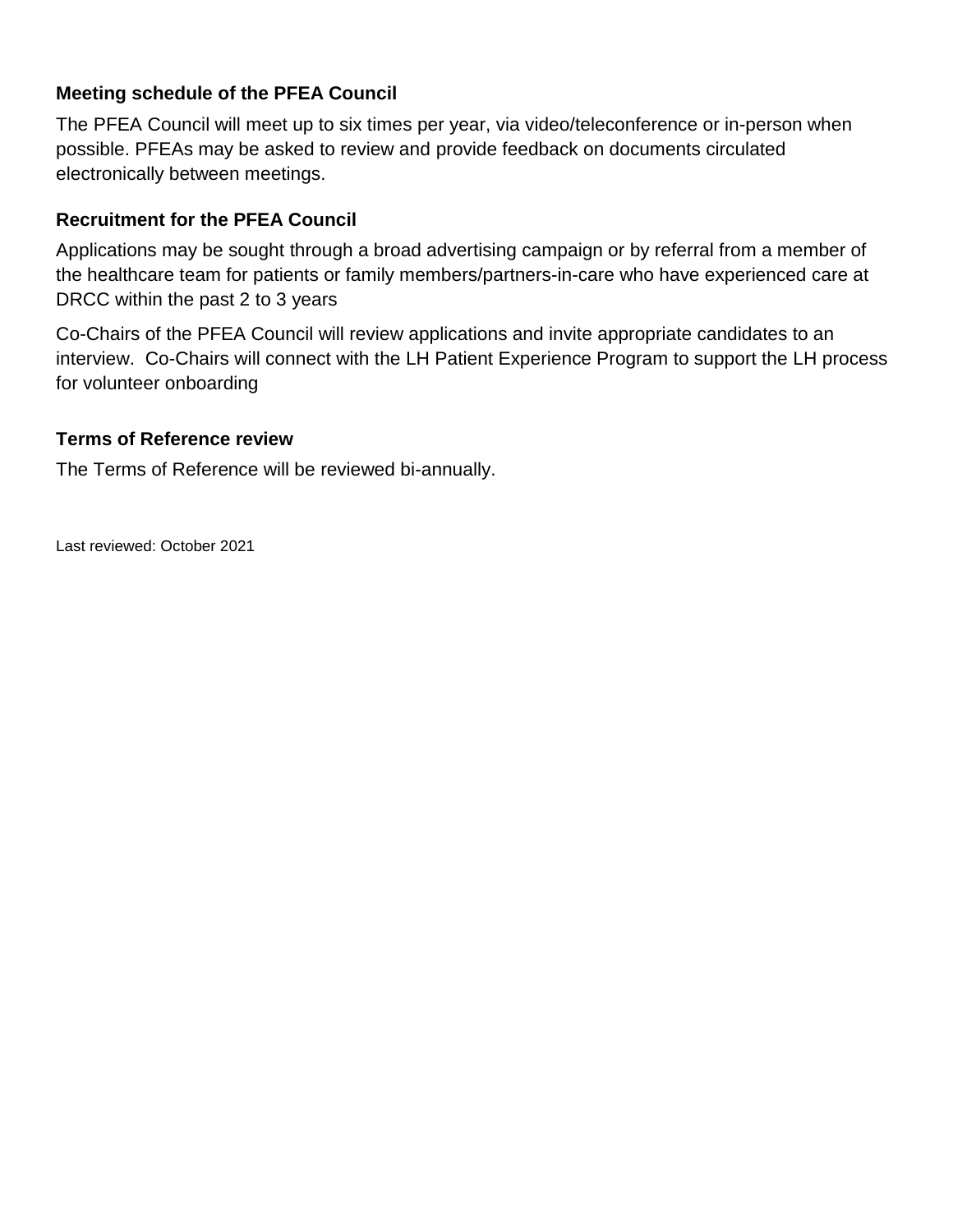### Meeting schedule of the PFEA Council

The PFEA Council will meet up to six times per year, via video/teleconference or in-person when possible. PFEAs may be asked to review and provide feedback on documents circulated electronically between meetings.

### Recruitment for the PFEA Council

Applications may be sought through a broad advertising campaign or by referral from a member of the healthcare team for patients or family members/partners-in-care who have experienced care at DRCC within the past 2 to 3 years

Co-Chairs of the PFEA Council will review applications and invite appropriate candidates to an interview.  Co-Chairs will connect with the LH Patient Experience Program to support the LH process for volunteer onboarding

### Terms of Reference review

The Terms of Reference will be reviewed bi-annually.

Last reviewed: October 2021